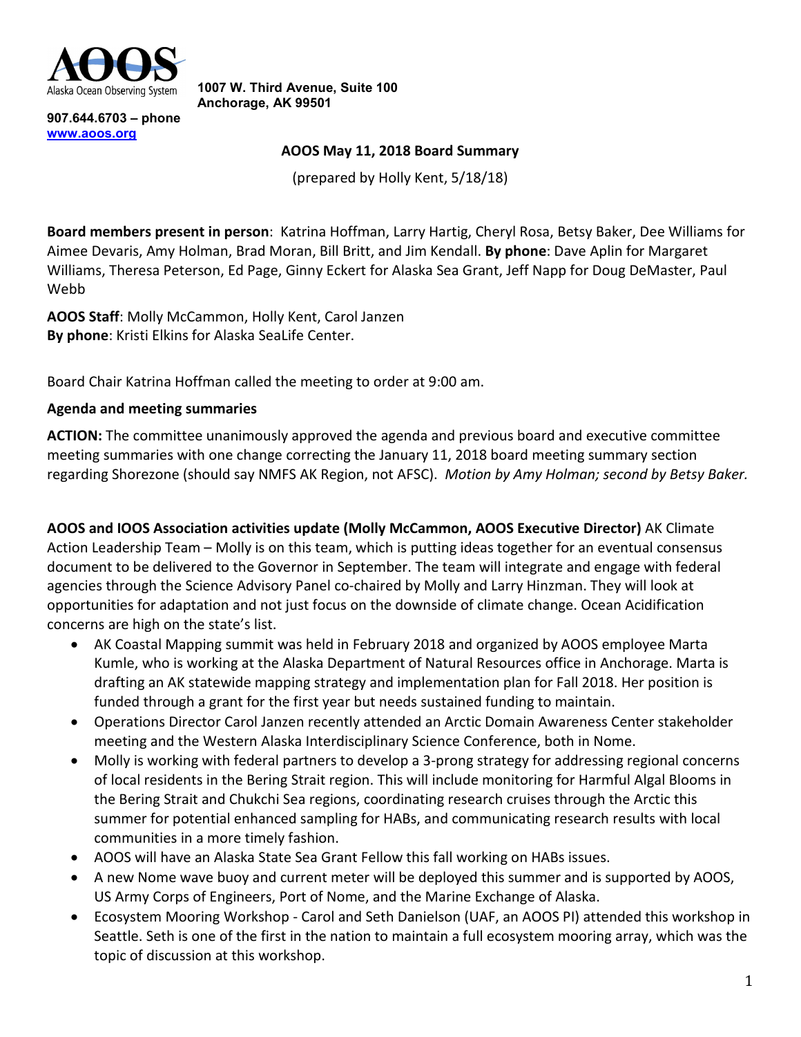AOOS Alaska Ocean Observing System

**1007 W. Third Avenue, Suite 100**
**Anchorage, AK 99501**

**907.644.6703 – phone**
**www.aoos.org**

**AOOS May 11, 2018 Board Summary**

(prepared by Holly Kent, 5/18/18)

**Board members present in person**: Katrina Hoffman, Larry Hartig, Cheryl Rosa, Betsy Baker, Dee Williams for Aimee Devaris, Amy Holman, Brad Moran, Bill Britt, and Jim Kendall. **By phone**: Dave Aplin for Margaret Williams, Theresa Peterson, Ed Page, Ginny Eckert for Alaska Sea Grant, Jeff Napp for Doug DeMaster, Paul Webb

**AOOS Staff**: Molly McCammon, Holly Kent, Carol Janzen
**By phone**: Kristi Elkins for Alaska SeaLife Center.

Board Chair Katrina Hoffman called the meeting to order at 9:00 am.

**Agenda and meeting summaries**

**ACTION:** The committee unanimously approved the agenda and previous board and executive committee meeting summaries with one change correcting the January 11, 2018 board meeting summary section regarding Shorezone (should say NMFS AK Region, not AFSC). *Motion by Amy Holman; second by Betsy Baker.*

**AOOS and IOOS Association activities update (Molly McCammon, AOOS Executive Director)** AK Climate Action Leadership Team – Molly is on this team, which is putting ideas together for an eventual consensus document to be delivered to the Governor in September. The team will integrate and engage with federal agencies through the Science Advisory Panel co-chaired by Molly and Larry Hinzman. They will look at opportunities for adaptation and not just focus on the downside of climate change. Ocean Acidification concerns are high on the state's list.

- AK Coastal Mapping summit was held in February 2018 and organized by AOOS employee Marta Kumle, who is working at the Alaska Department of Natural Resources office in Anchorage. Marta is drafting an AK statewide mapping strategy and implementation plan for Fall 2018. Her position is funded through a grant for the first year but needs sustained funding to maintain.
- Operations Director Carol Janzen recently attended an Arctic Domain Awareness Center stakeholder meeting and the Western Alaska Interdisciplinary Science Conference, both in Nome.
- Molly is working with federal partners to develop a 3-prong strategy for addressing regional concerns of local residents in the Bering Strait region. This will include monitoring for Harmful Algal Blooms in the Bering Strait and Chukchi Sea regions, coordinating research cruises through the Arctic this summer for potential enhanced sampling for HABs, and communicating research results with local communities in a more timely fashion.
- AOOS will have an Alaska State Sea Grant Fellow this fall working on HABs issues.
- A new Nome wave buoy and current meter will be deployed this summer and is supported by AOOS, US Army Corps of Engineers, Port of Nome, and the Marine Exchange of Alaska.
- Ecosystem Mooring Workshop - Carol and Seth Danielson (UAF, an AOOS PI) attended this workshop in Seattle. Seth is one of the first in the nation to maintain a full ecosystem mooring array, which was the topic of discussion at this workshop.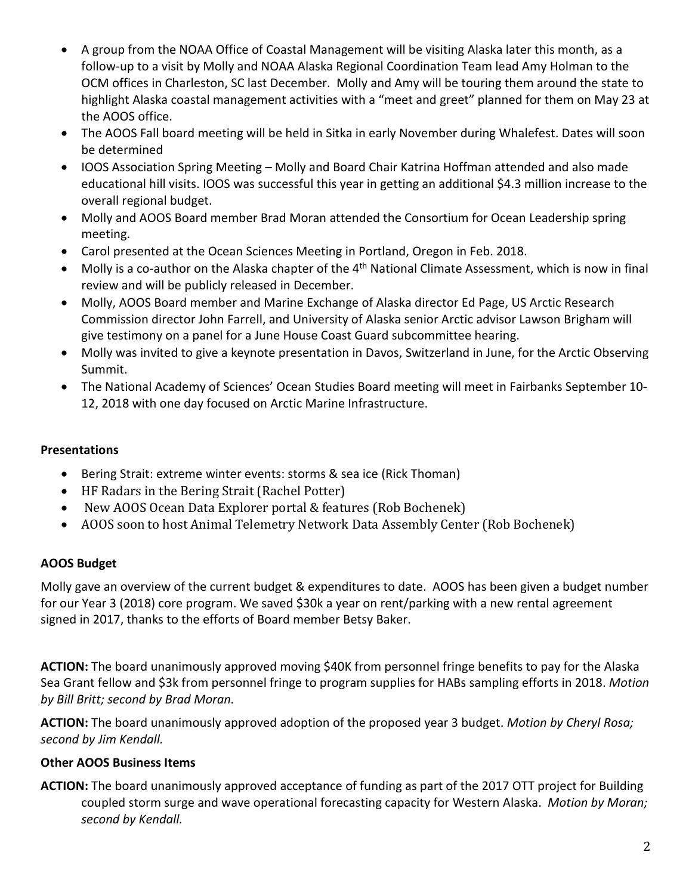- A group from the NOAA Office of Coastal Management will be visiting Alaska later this month, as a follow-up to a visit by Molly and NOAA Alaska Regional Coordination Team lead Amy Holman to the OCM offices in Charleston, SC last December. Molly and Amy will be touring them around the state to highlight Alaska coastal management activities with a "meet and greet" planned for them on May 23 at the AOOS office.
- The AOOS Fall board meeting will be held in Sitka in early November during Whalefest. Dates will soon be determined
- IOOS Association Spring Meeting – Molly and Board Chair Katrina Hoffman attended and also made educational hill visits. IOOS was successful this year in getting an additional $4.3 million increase to the overall regional budget.
- Molly and AOOS Board member Brad Moran attended the Consortium for Ocean Leadership spring meeting.
- Carol presented at the Ocean Sciences Meeting in Portland, Oregon in Feb. 2018.
- Molly is a co-author on the Alaska chapter of the 4th National Climate Assessment, which is now in final review and will be publicly released in December.
- Molly, AOOS Board member and Marine Exchange of Alaska director Ed Page, US Arctic Research Commission director John Farrell, and University of Alaska senior Arctic advisor Lawson Brigham will give testimony on a panel for a June House Coast Guard subcommittee hearing.
- Molly was invited to give a keynote presentation in Davos, Switzerland in June, for the Arctic Observing Summit.
- The National Academy of Sciences' Ocean Studies Board meeting will meet in Fairbanks September 10-12, 2018 with one day focused on Arctic Marine Infrastructure.

**Presentations**

- Bering Strait: extreme winter events: storms & sea ice (Rick Thoman)
- HF Radars in the Bering Strait (Rachel Potter)
- New AOOS Ocean Data Explorer portal & features (Rob Bochenek)
- AOOS soon to host Animal Telemetry Network Data Assembly Center (Rob Bochenek)

**AOOS Budget**

Molly gave an overview of the current budget & expenditures to date. AOOS has been given a budget number for our Year 3 (2018) core program. We saved $30k a year on rent/parking with a new rental agreement signed in 2017, thanks to the efforts of Board member Betsy Baker.

**ACTION:** The board unanimously approved moving $40K from personnel fringe benefits to pay for the Alaska Sea Grant fellow and $3k from personnel fringe to program supplies for HABs sampling efforts in 2018. *Motion by Bill Britt; second by Brad Moran.*

**ACTION:** The board unanimously approved adoption of the proposed year 3 budget. *Motion by Cheryl Rosa; second by Jim Kendall.*

**Other AOOS Business Items**

**ACTION:** The board unanimously approved acceptance of funding as part of the 2017 OTT project for Building coupled storm surge and wave operational forecasting capacity for Western Alaska. *Motion by Moran; second by Kendall.*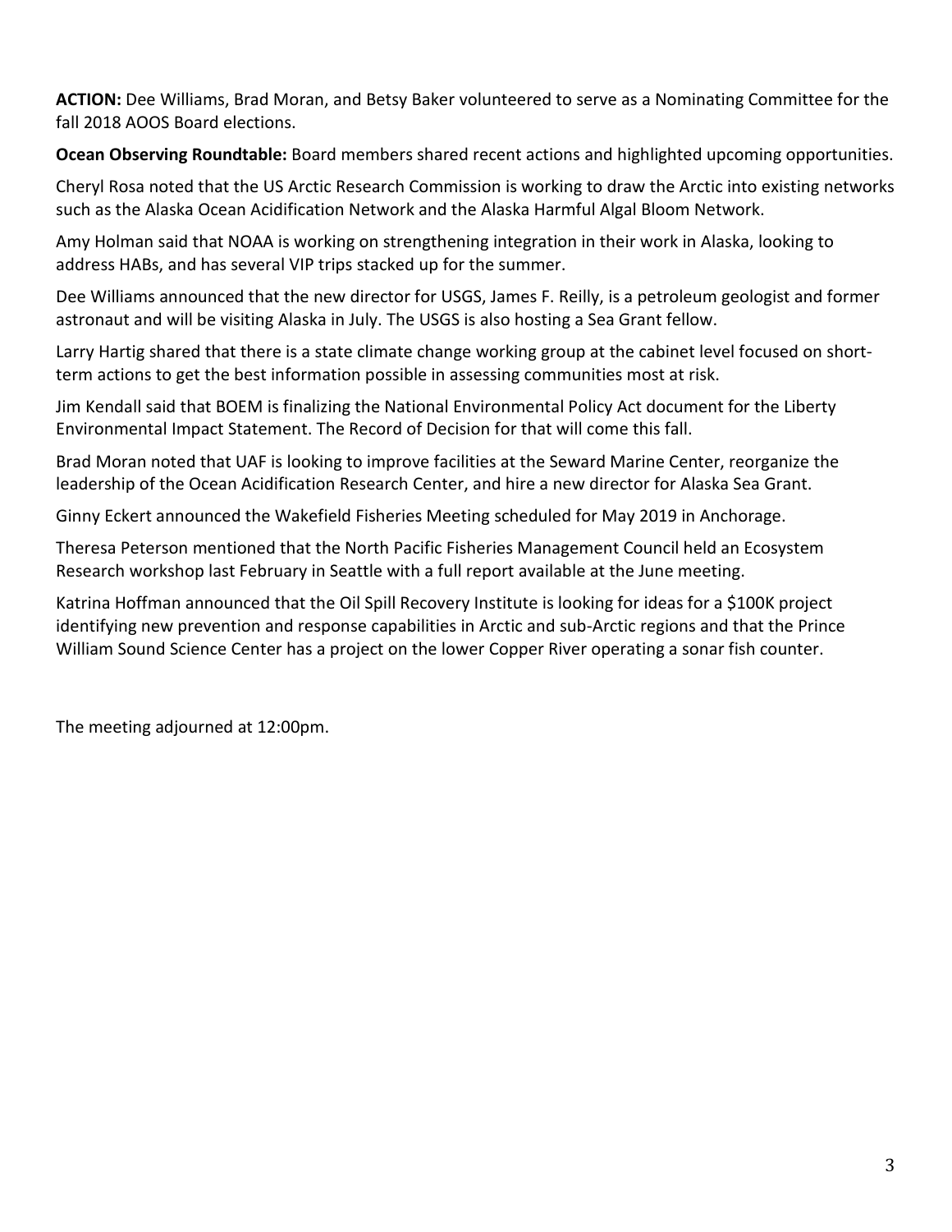**ACTION:** Dee Williams, Brad Moran, and Betsy Baker volunteered to serve as a Nominating Committee for the fall 2018 AOOS Board elections.

**Ocean Observing Roundtable:** Board members shared recent actions and highlighted upcoming opportunities.

Cheryl Rosa noted that the US Arctic Research Commission is working to draw the Arctic into existing networks such as the Alaska Ocean Acidification Network and the Alaska Harmful Algal Bloom Network.

Amy Holman said that NOAA is working on strengthening integration in their work in Alaska, looking to address HABs, and has several VIP trips stacked up for the summer.

Dee Williams announced that the new director for USGS, James F. Reilly, is a petroleum geologist and former astronaut and will be visiting Alaska in July. The USGS is also hosting a Sea Grant fellow.

Larry Hartig shared that there is a state climate change working group at the cabinet level focused on short-term actions to get the best information possible in assessing communities most at risk.

Jim Kendall said that BOEM is finalizing the National Environmental Policy Act document for the Liberty Environmental Impact Statement. The Record of Decision for that will come this fall.

Brad Moran noted that UAF is looking to improve facilities at the Seward Marine Center, reorganize the leadership of the Ocean Acidification Research Center, and hire a new director for Alaska Sea Grant.

Ginny Eckert announced the Wakefield Fisheries Meeting scheduled for May 2019 in Anchorage.

Theresa Peterson mentioned that the North Pacific Fisheries Management Council held an Ecosystem Research workshop last February in Seattle with a full report available at the June meeting.

Katrina Hoffman announced that the Oil Spill Recovery Institute is looking for ideas for a $100K project identifying new prevention and response capabilities in Arctic and sub-Arctic regions and that the Prince William Sound Science Center has a project on the lower Copper River operating a sonar fish counter.

The meeting adjourned at 12:00pm.